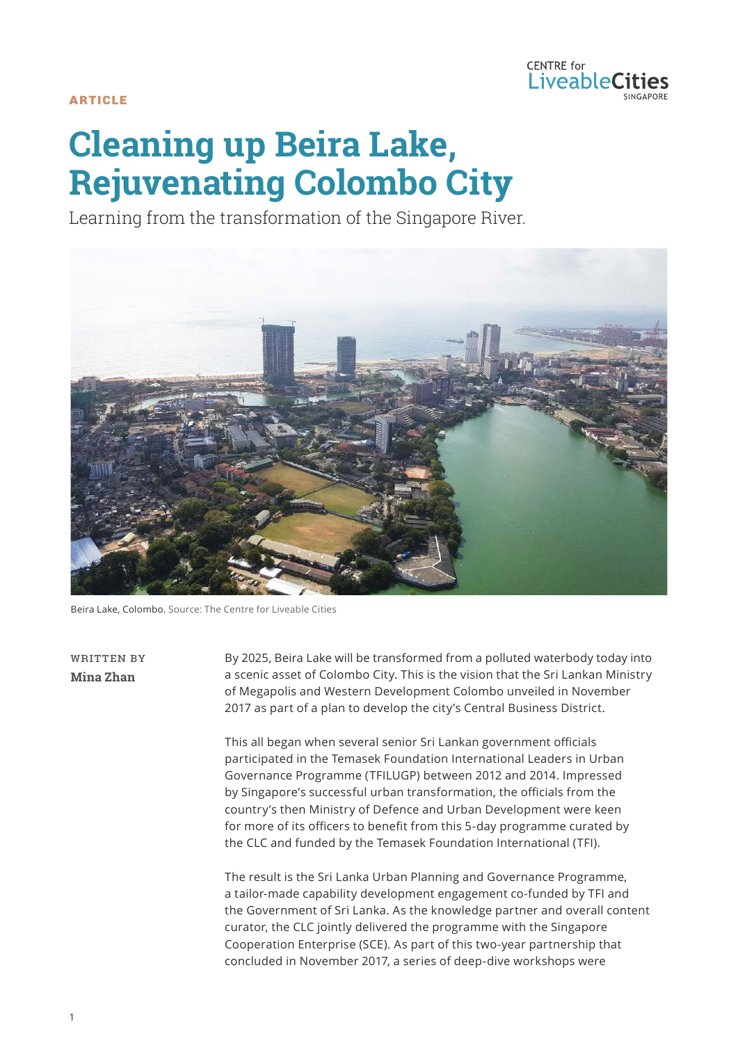ARTICLE

# Cleaning up Beira Lake, Rejuvenating Colombo City

Learning from the transformation of the Singapore River.

Beira Lake, Colombo. Source: The Centre for Liveable Cities

WRITTEN BY
**Mina Zhan**

By 2025, Beira Lake will be transformed from a polluted waterbody today into a scenic asset of Colombo City. This is the vision that the Sri Lankan Ministry of Megapolis and Western Development Colombo unveiled in November 2017 as part of a plan to develop the city's Central Business District.

This all began when several senior Sri Lankan government officials participated in the Temasek Foundation International Leaders in Urban Governance Programme (TFILUGP) between 2012 and 2014. Impressed by Singapore's successful urban transformation, the officials from the country's then Ministry of Defence and Urban Development were keen for more of its officers to benefit from this 5-day programme curated by the CLC and funded by the Temasek Foundation International (TFI).

The result is the Sri Lanka Urban Planning and Governance Programme, a tailor-made capability development engagement co-funded by TFI and the Government of Sri Lanka. As the knowledge partner and overall content curator, the CLC jointly delivered the programme with the Singapore Cooperation Enterprise (SCE). As part of this two-year partnership that concluded in November 2017, a series of deep-dive workshops were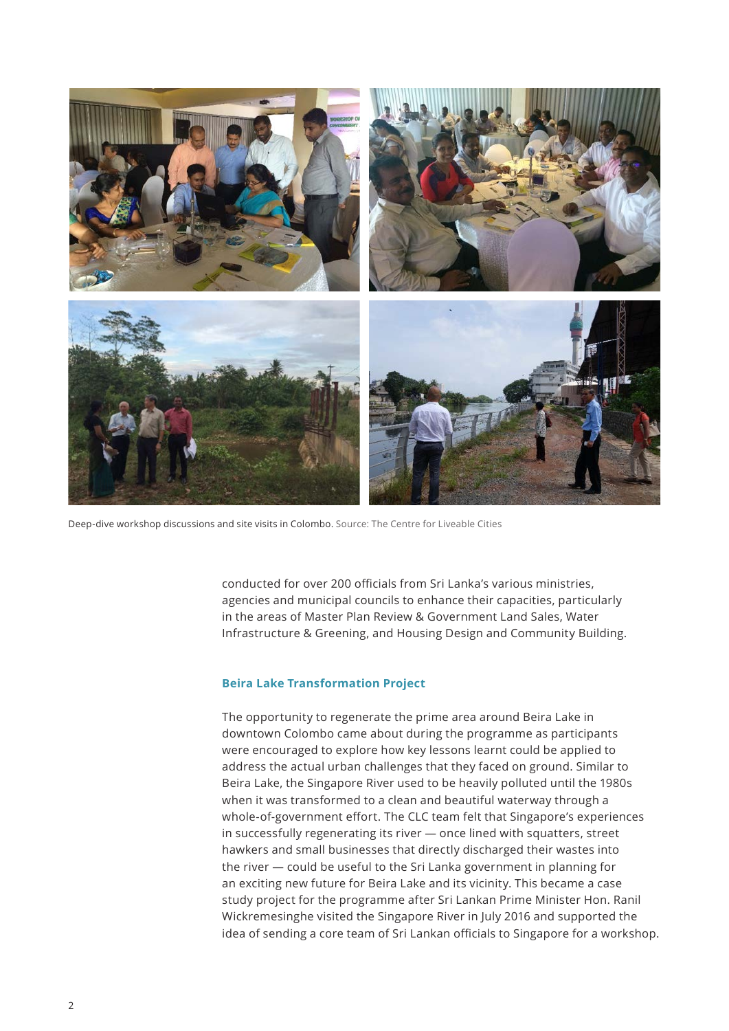Deep-dive workshop discussions and site visits in Colombo. Source: The Centre for Liveable Cities

conducted for over 200 officials from Sri Lanka's various ministries, agencies and municipal councils to enhance their capacities, particularly in the areas of Master Plan Review & Government Land Sales, Water Infrastructure & Greening, and Housing Design and Community Building.

### Beira Lake Transformation Project

The opportunity to regenerate the prime area around Beira Lake in downtown Colombo came about during the programme as participants were encouraged to explore how key lessons learnt could be applied to address the actual urban challenges that they faced on ground. Similar to Beira Lake, the Singapore River used to be heavily polluted until the 1980s when it was transformed to a clean and beautiful waterway through a whole-of-government effort. The CLC team felt that Singapore's experiences in successfully regenerating its river — once lined with squatters, street hawkers and small businesses that directly discharged their wastes into the river — could be useful to the Sri Lanka government in planning for an exciting new future for Beira Lake and its vicinity. This became a case study project for the programme after Sri Lankan Prime Minister Hon. Ranil Wickremesinghe visited the Singapore River in July 2016 and supported the idea of sending a core team of Sri Lankan officials to Singapore for a workshop.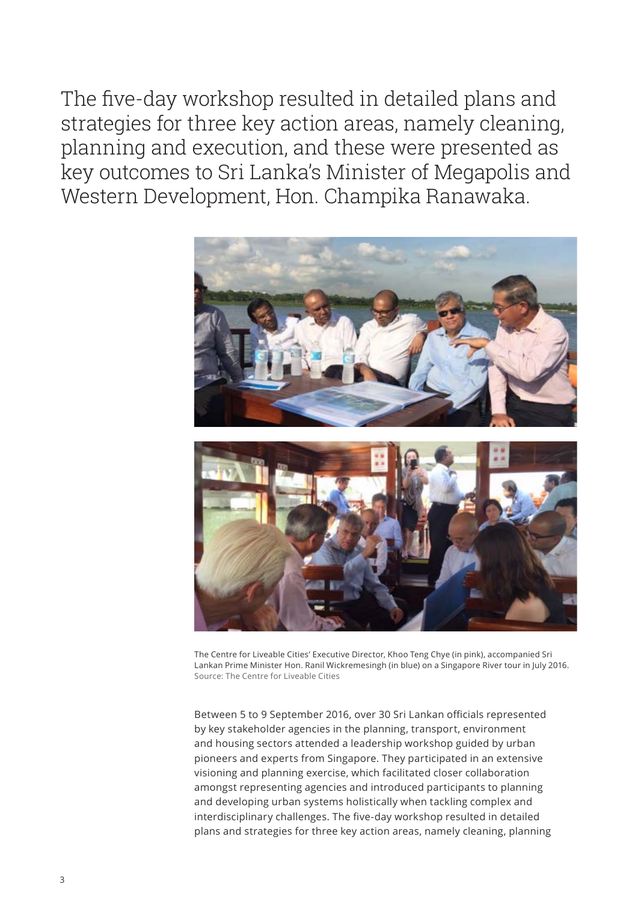The five-day workshop resulted in detailed plans and strategies for three key action areas, namely cleaning, planning and execution, and these were presented as key outcomes to Sri Lanka's Minister of Megapolis and Western Development, Hon. Champika Ranawaka.

The Centre for Liveable Cities' Executive Director, Khoo Teng Chye (in pink), accompanied Sri Lankan Prime Minister Hon. Ranil Wickremesingh (in blue) on a Singapore River tour in July 2016.
Source: The Centre for Liveable Cities

Between 5 to 9 September 2016, over 30 Sri Lankan officials represented by key stakeholder agencies in the planning, transport, environment and housing sectors attended a leadership workshop guided by urban pioneers and experts from Singapore. They participated in an extensive visioning and planning exercise, which facilitated closer collaboration amongst representing agencies and introduced participants to planning and developing urban systems holistically when tackling complex and interdisciplinary challenges. The five-day workshop resulted in detailed plans and strategies for three key action areas, namely cleaning, planning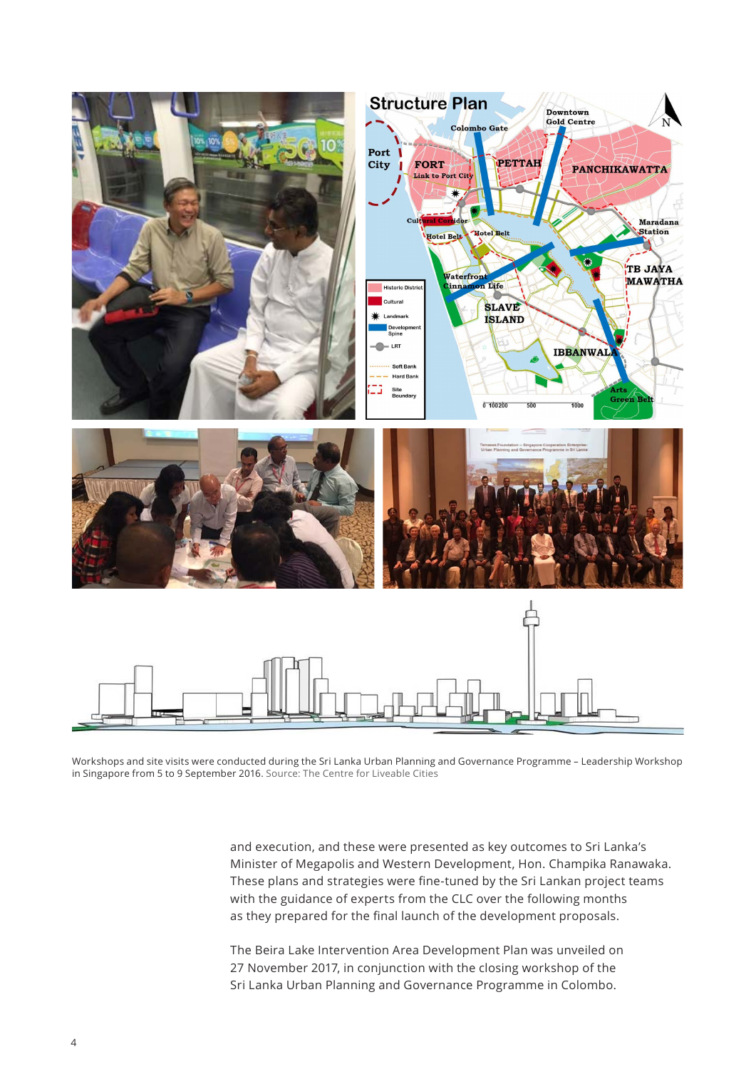Workshops and site visits were conducted during the Sri Lanka Urban Planning and Governance Programme – Leadership Workshop in Singapore from 5 to 9 September 2016. Source: The Centre for Liveable Cities

and execution, and these were presented as key outcomes to Sri Lanka's Minister of Megapolis and Western Development, Hon. Champika Ranawaka. These plans and strategies were fine-tuned by the Sri Lankan project teams with the guidance of experts from the CLC over the following months as they prepared for the final launch of the development proposals.

The Beira Lake Intervention Area Development Plan was unveiled on 27 November 2017, in conjunction with the closing workshop of the Sri Lanka Urban Planning and Governance Programme in Colombo.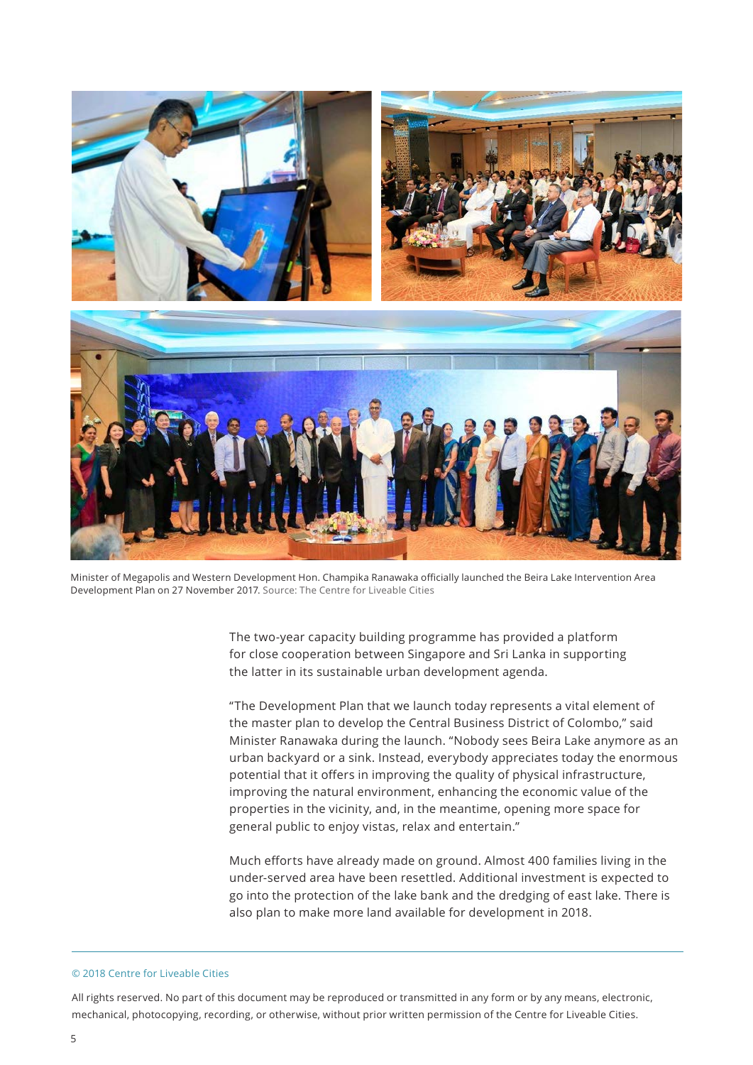Minister of Megapolis and Western Development Hon. Champika Ranawaka officially launched the Beira Lake Intervention Area Development Plan on 27 November 2017. Source: The Centre for Liveable Cities

The two-year capacity building programme has provided a platform for close cooperation between Singapore and Sri Lanka in supporting the latter in its sustainable urban development agenda.

"The Development Plan that we launch today represents a vital element of the master plan to develop the Central Business District of Colombo," said Minister Ranawaka during the launch. "Nobody sees Beira Lake anymore as an urban backyard or a sink. Instead, everybody appreciates today the enormous potential that it offers in improving the quality of physical infrastructure, improving the natural environment, enhancing the economic value of the properties in the vicinity, and, in the meantime, opening more space for general public to enjoy vistas, relax and entertain."

Much efforts have already made on ground. Almost 400 families living in the under-served area have been resettled. Additional investment is expected to go into the protection of the lake bank and the dredging of east lake. There is also plan to make more land available for development in 2018.

© 2018 Centre for Liveable Cities

All rights reserved. No part of this document may be reproduced or transmitted in any form or by any means, electronic, mechanical, photocopying, recording, or otherwise, without prior written permission of the Centre for Liveable Cities.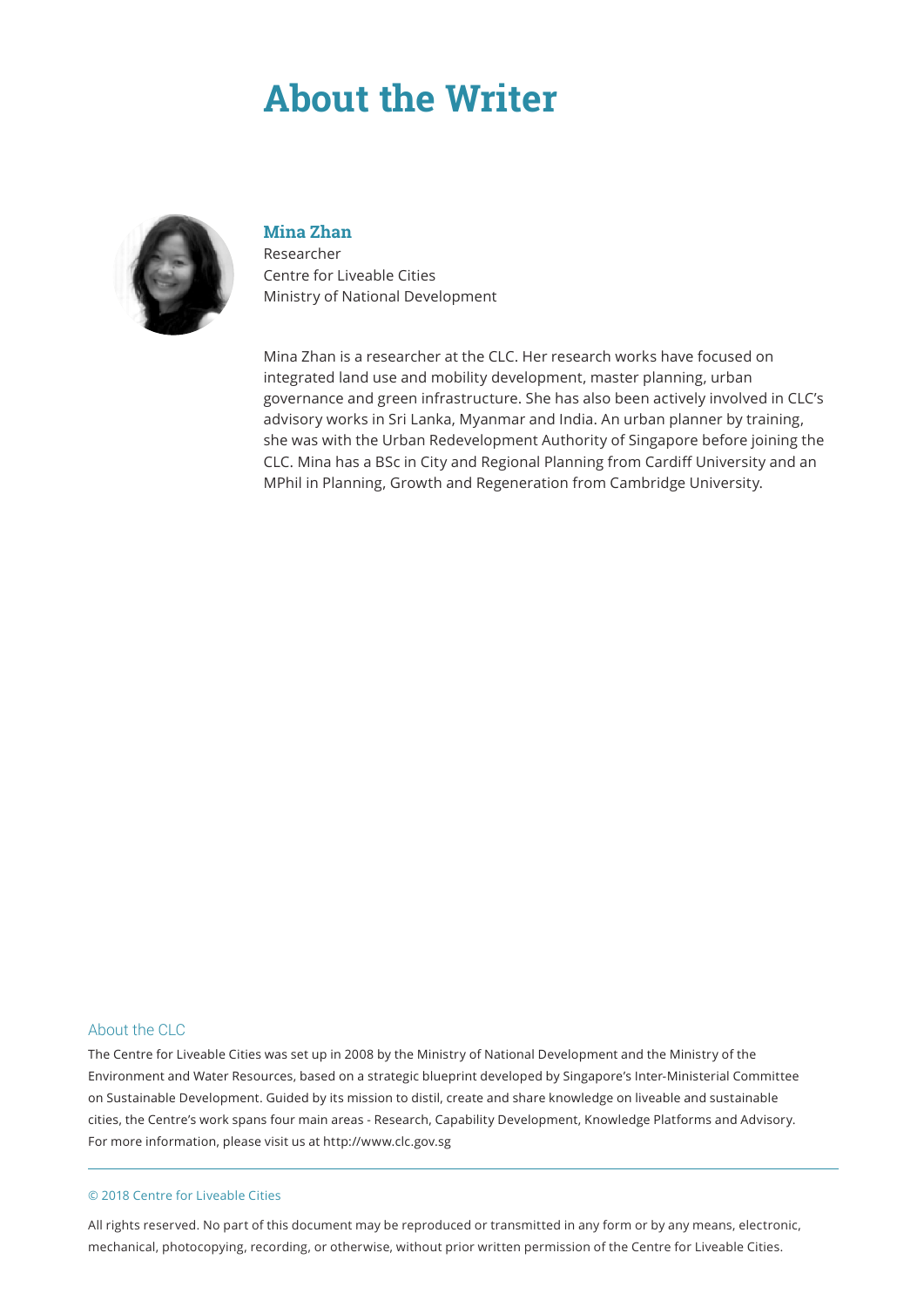# About the Writer

**Mina Zhan**
Researcher
Centre for Liveable Cities
Ministry of National Development

Mina Zhan is a researcher at the CLC. Her research works have focused on integrated land use and mobility development, master planning, urban governance and green infrastructure. She has also been actively involved in CLC's advisory works in Sri Lanka, Myanmar and India. An urban planner by training, she was with the Urban Redevelopment Authority of Singapore before joining the CLC. Mina has a BSc in City and Regional Planning from Cardiff University and an MPhil in Planning, Growth and Regeneration from Cambridge University.

## About the CLC

The Centre for Liveable Cities was set up in 2008 by the Ministry of National Development and the Ministry of the Environment and Water Resources, based on a strategic blueprint developed by Singapore's Inter-Ministerial Committee on Sustainable Development. Guided by its mission to distil, create and share knowledge on liveable and sustainable cities, the Centre's work spans four main areas - Research, Capability Development, Knowledge Platforms and Advisory. For more information, please visit us at http://www.clc.gov.sg

---

© 2018 Centre for Liveable Cities

All rights reserved. No part of this document may be reproduced or transmitted in any form or by any means, electronic, mechanical, photocopying, recording, or otherwise, without prior written permission of the Centre for Liveable Cities.